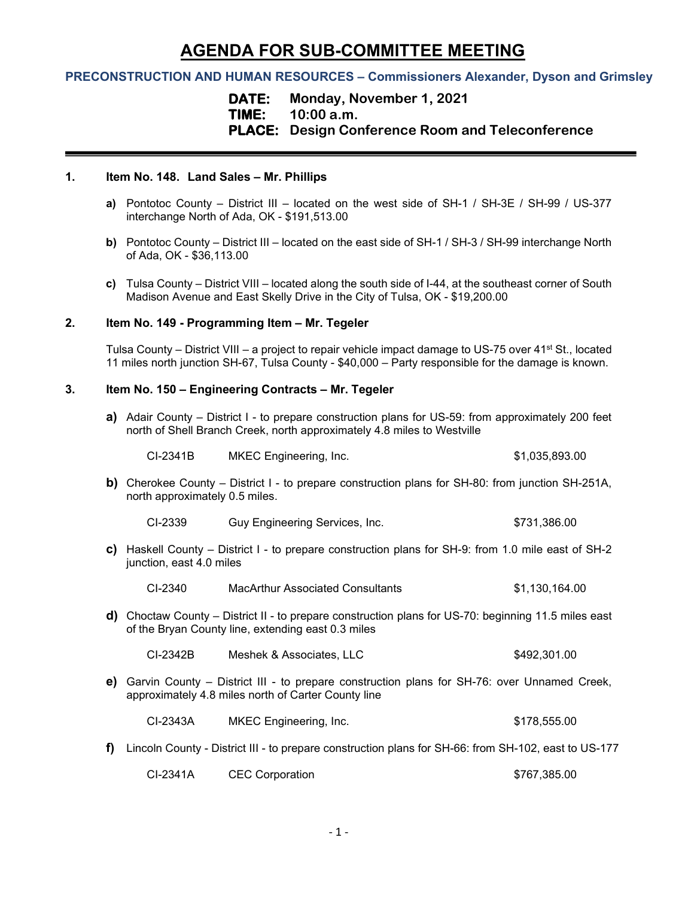# AGENDA FOR SUB-COMMITTEE MEETING

**PRECONSTRUCTION AND HUMAN RESOURCES – Commissioners Alexander, Dyson and Grimsley**

**DATE:** Monday, November 1, 2021
**TIME:** 10:00 a.m.
**PLACE:** Design Conference Room and Teleconference

---

**1. Item No. 148. Land Sales – Mr. Phillips**

**a)** Pontotoc County – District III – located on the west side of SH-1 / SH-3E / SH-99 / US-377 interchange North of Ada, OK - $191,513.00

**b)** Pontotoc County – District III – located on the east side of SH-1 / SH-3 / SH-99 interchange North of Ada, OK - $36,113.00

**c)** Tulsa County – District VIII – located along the south side of I-44, at the southeast corner of South Madison Avenue and East Skelly Drive in the City of Tulsa, OK - $19,200.00

**2. Item No. 149 - Programming Item – Mr. Tegeler**

Tulsa County – District VIII – a project to repair vehicle impact damage to US-75 over 41st St., located 11 miles north junction SH-67, Tulsa County - $40,000 – Party responsible for the damage is known.

**3. Item No. 150 – Engineering Contracts – Mr. Tegeler**

**a)** Adair County – District I - to prepare construction plans for US-59: from approximately 200 feet north of Shell Branch Creek, north approximately 4.8 miles to Westville

| CI-2341B | MKEC Engineering, Inc. | $1,035,893.00 |
|---|---|---|

**b)** Cherokee County – District I - to prepare construction plans for SH-80: from junction SH-251A, north approximately 0.5 miles.

| CI-2339 | Guy Engineering Services, Inc. | $731,386.00 |
|---|---|---|

**c)** Haskell County – District I - to prepare construction plans for SH-9: from 1.0 mile east of SH-2 junction, east 4.0 miles

| CI-2340 | MacArthur Associated Consultants | $1,130,164.00 |
|---|---|---|

**d)** Choctaw County – District II - to prepare construction plans for US-70: beginning 11.5 miles east of the Bryan County line, extending east 0.3 miles

| CI-2342B | Meshek & Associates, LLC | $492,301.00 |
|---|---|---|

**e)** Garvin County – District III - to prepare construction plans for SH-76: over Unnamed Creek, approximately 4.8 miles north of Carter County line

| CI-2343A | MKEC Engineering, Inc. | $178,555.00 |
|---|---|---|

**f)** Lincoln County - District III - to prepare construction plans for SH-66: from SH-102, east to US-177

| CI-2341A | CEC Corporation | $767,385.00 |
|---|---|---|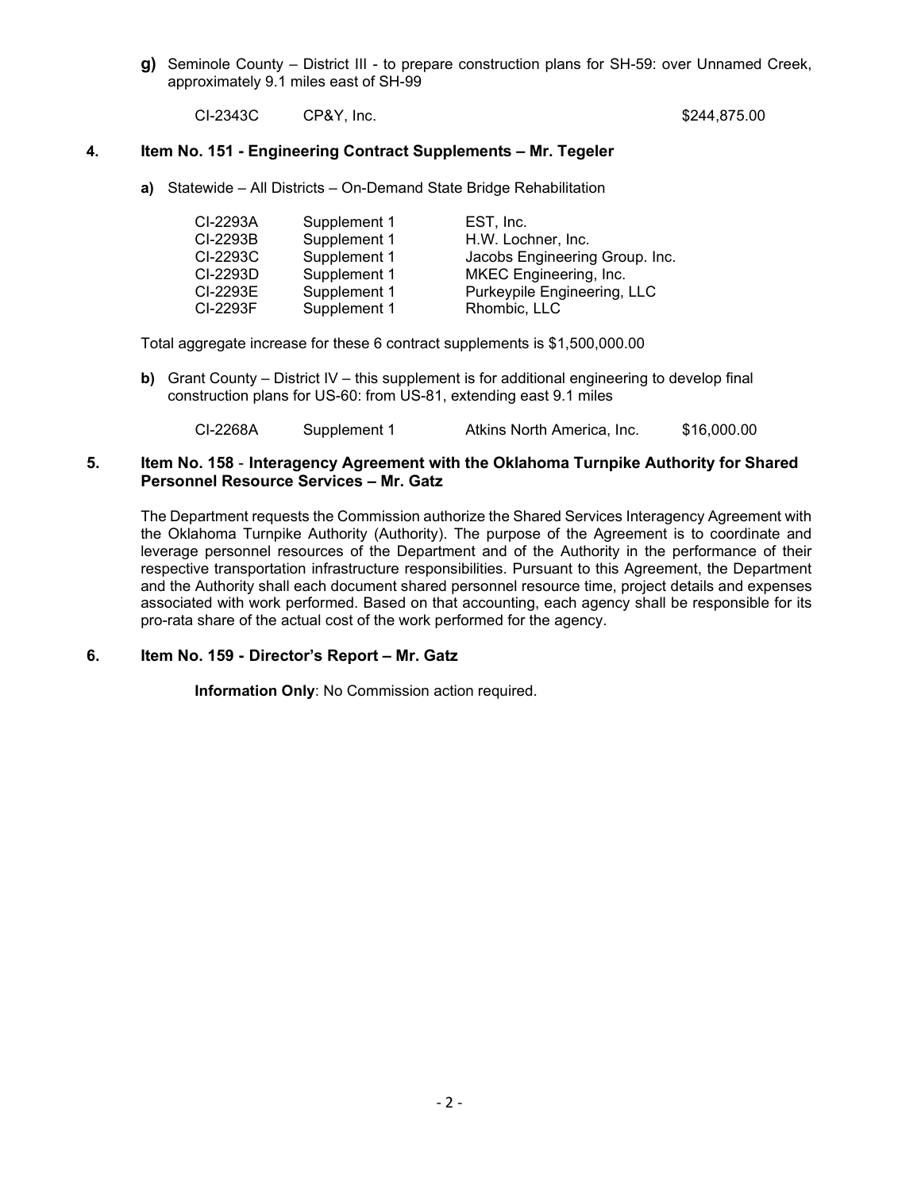**g)** Seminole County – District III - to prepare construction plans for SH-59: over Unnamed Creek, approximately 9.1 miles east of SH-99

| | | |
|---|---|---|
| CI-2343C | CP&Y, Inc. | $244,875.00 |

## 4. Item No. 151 - Engineering Contract Supplements – Mr. Tegeler

**a)** Statewide – All Districts – On-Demand State Bridge Rehabilitation

| | | |
|---|---|---|
| CI-2293A | Supplement 1 | EST, Inc. |
| CI-2293B | Supplement 1 | H.W. Lochner, Inc. |
| CI-2293C | Supplement 1 | Jacobs Engineering Group. Inc. |
| CI-2293D | Supplement 1 | MKEC Engineering, Inc. |
| CI-2293E | Supplement 1 | Purkeypile Engineering, LLC |
| CI-2293F | Supplement 1 | Rhombic, LLC |

Total aggregate increase for these 6 contract supplements is $1,500,000.00

**b)** Grant County – District IV – this supplement is for additional engineering to develop final construction plans for US-60: from US-81, extending east 9.1 miles

| | | | |
|---|---|---|---|
| CI-2268A | Supplement 1 | Atkins North America, Inc. | $16,000.00 |

## 5. Item No. 158 - Interagency Agreement with the Oklahoma Turnpike Authority for Shared Personnel Resource Services – Mr. Gatz

The Department requests the Commission authorize the Shared Services Interagency Agreement with the Oklahoma Turnpike Authority (Authority). The purpose of the Agreement is to coordinate and leverage personnel resources of the Department and of the Authority in the performance of their respective transportation infrastructure responsibilities. Pursuant to this Agreement, the Department and the Authority shall each document shared personnel resource time, project details and expenses associated with work performed. Based on that accounting, each agency shall be responsible for its pro-rata share of the actual cost of the work performed for the agency.

## 6. Item No. 159 - Director's Report – Mr. Gatz

**Information Only**: No Commission action required.